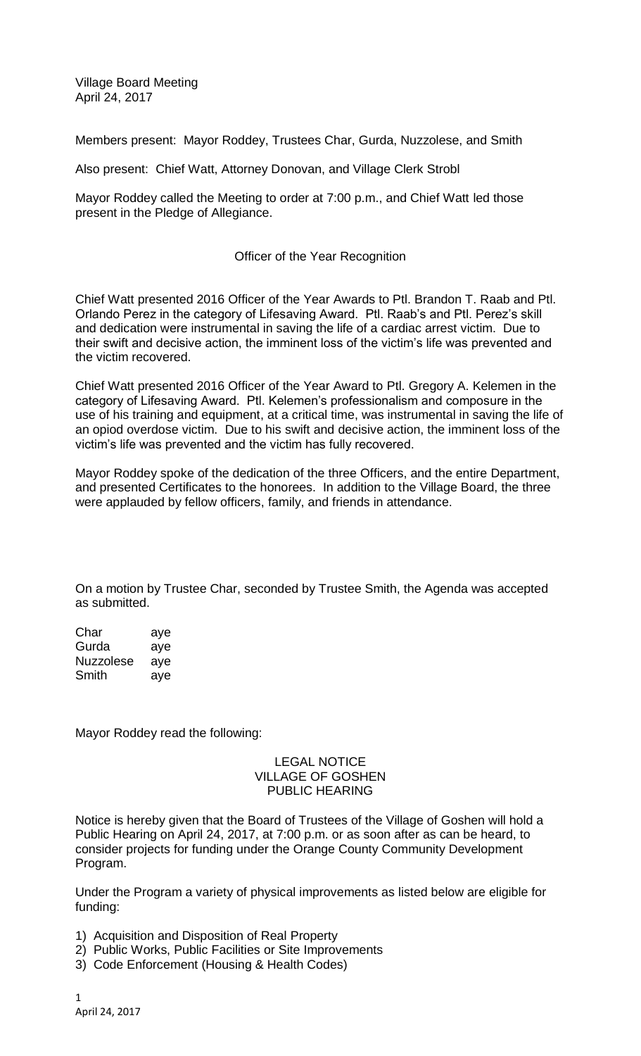Village Board Meeting
April 24, 2017

Members present: Mayor Roddey, Trustees Char, Gurda, Nuzzolese, and Smith

Also present: Chief Watt, Attorney Donovan, and Village Clerk Strobl

Mayor Roddey called the Meeting to order at 7:00 p.m., and Chief Watt led those present in the Pledge of Allegiance.

Officer of the Year Recognition

Chief Watt presented 2016 Officer of the Year Awards to Ptl. Brandon T. Raab and Ptl. Orlando Perez in the category of Lifesaving Award. Ptl. Raab's and Ptl. Perez's skill and dedication were instrumental in saving the life of a cardiac arrest victim. Due to their swift and decisive action, the imminent loss of the victim's life was prevented and the victim recovered.

Chief Watt presented 2016 Officer of the Year Award to Ptl. Gregory A. Kelemen in the category of Lifesaving Award. Ptl. Kelemen's professionalism and composure in the use of his training and equipment, at a critical time, was instrumental in saving the life of an opiod overdose victim. Due to his swift and decisive action, the imminent loss of the victim's life was prevented and the victim has fully recovered.

Mayor Roddey spoke of the dedication of the three Officers, and the entire Department, and presented Certificates to the honorees. In addition to the Village Board, the three were applauded by fellow officers, family, and friends in attendance.

On a motion by Trustee Char, seconded by Trustee Smith, the Agenda was accepted as submitted.

| | |
|---|---|
| Char | aye |
| Gurda | aye |
| Nuzzolese | aye |
| Smith | aye |

Mayor Roddey read the following:

LEGAL NOTICE
VILLAGE OF GOSHEN
PUBLIC HEARING

Notice is hereby given that the Board of Trustees of the Village of Goshen will hold a Public Hearing on April 24, 2017, at 7:00 p.m. or as soon after as can be heard, to consider projects for funding under the Orange County Community Development Program.

Under the Program a variety of physical improvements as listed below are eligible for funding:

1) Acquisition and Disposition of Real Property
2) Public Works, Public Facilities or Site Improvements
3) Code Enforcement (Housing & Health Codes)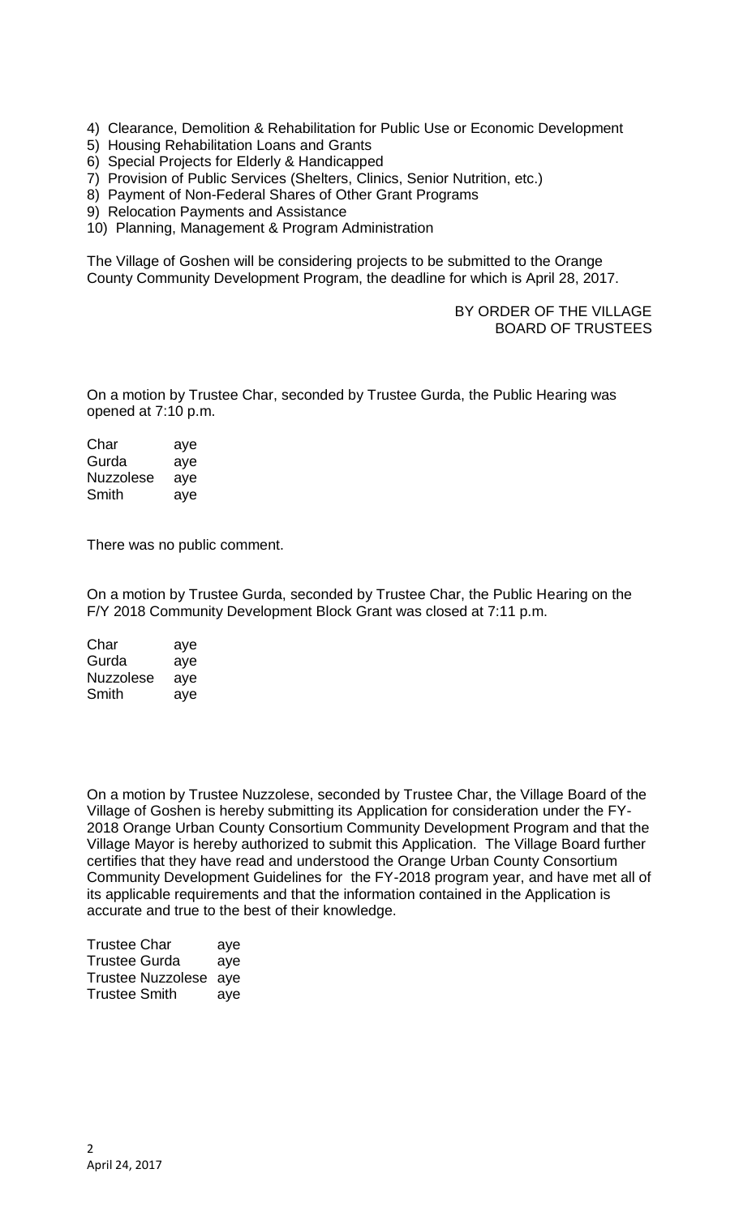4) Clearance, Demolition & Rehabilitation for Public Use or Economic Development
5) Housing Rehabilitation Loans and Grants
6) Special Projects for Elderly & Handicapped
7) Provision of Public Services (Shelters, Clinics, Senior Nutrition, etc.)
8) Payment of Non-Federal Shares of Other Grant Programs
9) Relocation Payments and Assistance
10) Planning, Management & Program Administration

The Village of Goshen will be considering projects to be submitted to the Orange County Community Development Program, the deadline for which is April 28, 2017.

BY ORDER OF THE VILLAGE BOARD OF TRUSTEES

On a motion by Trustee Char, seconded by Trustee Gurda, the Public Hearing was opened at 7:10 p.m.

| | |
|---|---|
| Char | aye |
| Gurda | aye |
| Nuzzolese | aye |
| Smith | aye |

There was no public comment.

On a motion by Trustee Gurda, seconded by Trustee Char, the Public Hearing on the F/Y 2018 Community Development Block Grant was closed at 7:11 p.m.

| | |
|---|---|
| Char | aye |
| Gurda | aye |
| Nuzzolese | aye |
| Smith | aye |

On a motion by Trustee Nuzzolese, seconded by Trustee Char, the Village Board of the Village of Goshen is hereby submitting its Application for consideration under the FY-2018 Orange Urban County Consortium Community Development Program and that the Village Mayor is hereby authorized to submit this Application. The Village Board further certifies that they have read and understood the Orange Urban County Consortium Community Development Guidelines for the FY-2018 program year, and have met all of its applicable requirements and that the information contained in the Application is accurate and true to the best of their knowledge.

| | |
|---|---|
| Trustee Char | aye |
| Trustee Gurda | aye |
| Trustee Nuzzolese | aye |
| Trustee Smith | aye |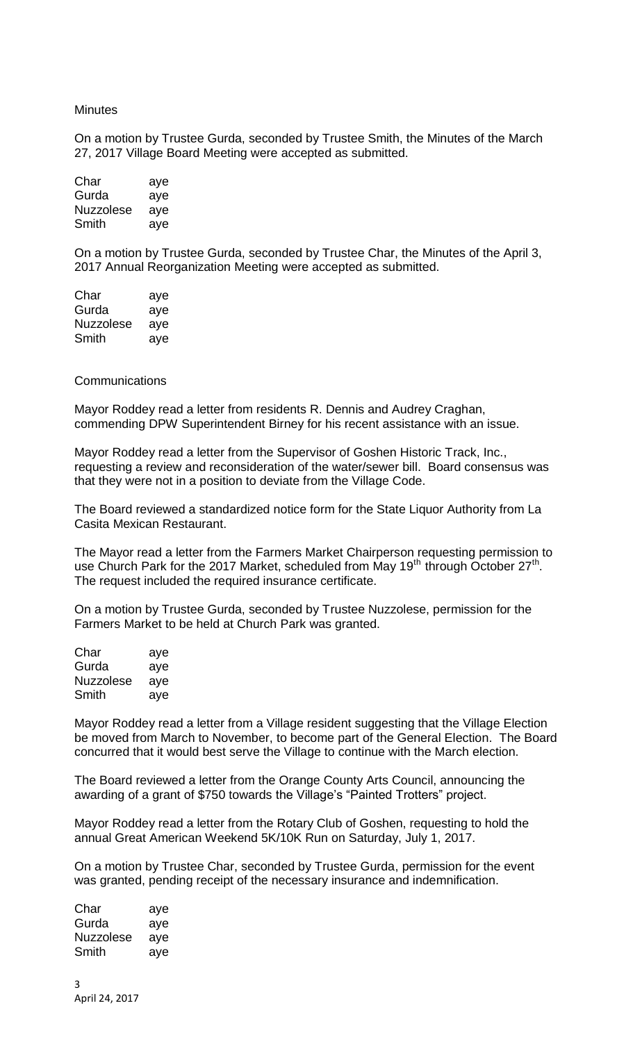Minutes

On a motion by Trustee Gurda, seconded by Trustee Smith, the Minutes of the March 27, 2017 Village Board Meeting were accepted as submitted.

| | |
|---|---|
| Char | aye |
| Gurda | aye |
| Nuzzolese | aye |
| Smith | aye |

On a motion by Trustee Gurda, seconded by Trustee Char, the Minutes of the April 3, 2017 Annual Reorganization Meeting were accepted as submitted.

| | |
|---|---|
| Char | aye |
| Gurda | aye |
| Nuzzolese | aye |
| Smith | aye |

Communications

Mayor Roddey read a letter from residents R. Dennis and Audrey Craghan, commending DPW Superintendent Birney for his recent assistance with an issue.

Mayor Roddey read a letter from the Supervisor of Goshen Historic Track, Inc., requesting a review and reconsideration of the water/sewer bill. Board consensus was that they were not in a position to deviate from the Village Code.

The Board reviewed a standardized notice form for the State Liquor Authority from La Casita Mexican Restaurant.

The Mayor read a letter from the Farmers Market Chairperson requesting permission to use Church Park for the 2017 Market, scheduled from May 19th through October 27th. The request included the required insurance certificate.

On a motion by Trustee Gurda, seconded by Trustee Nuzzolese, permission for the Farmers Market to be held at Church Park was granted.

| | |
|---|---|
| Char | aye |
| Gurda | aye |
| Nuzzolese | aye |
| Smith | aye |

Mayor Roddey read a letter from a Village resident suggesting that the Village Election be moved from March to November, to become part of the General Election. The Board concurred that it would best serve the Village to continue with the March election.

The Board reviewed a letter from the Orange County Arts Council, announcing the awarding of a grant of $750 towards the Village's "Painted Trotters" project.

Mayor Roddey read a letter from the Rotary Club of Goshen, requesting to hold the annual Great American Weekend 5K/10K Run on Saturday, July 1, 2017.

On a motion by Trustee Char, seconded by Trustee Gurda, permission for the event was granted, pending receipt of the necessary insurance and indemnification.

| | |
|---|---|
| Char | aye |
| Gurda | aye |
| Nuzzolese | aye |
| Smith | aye |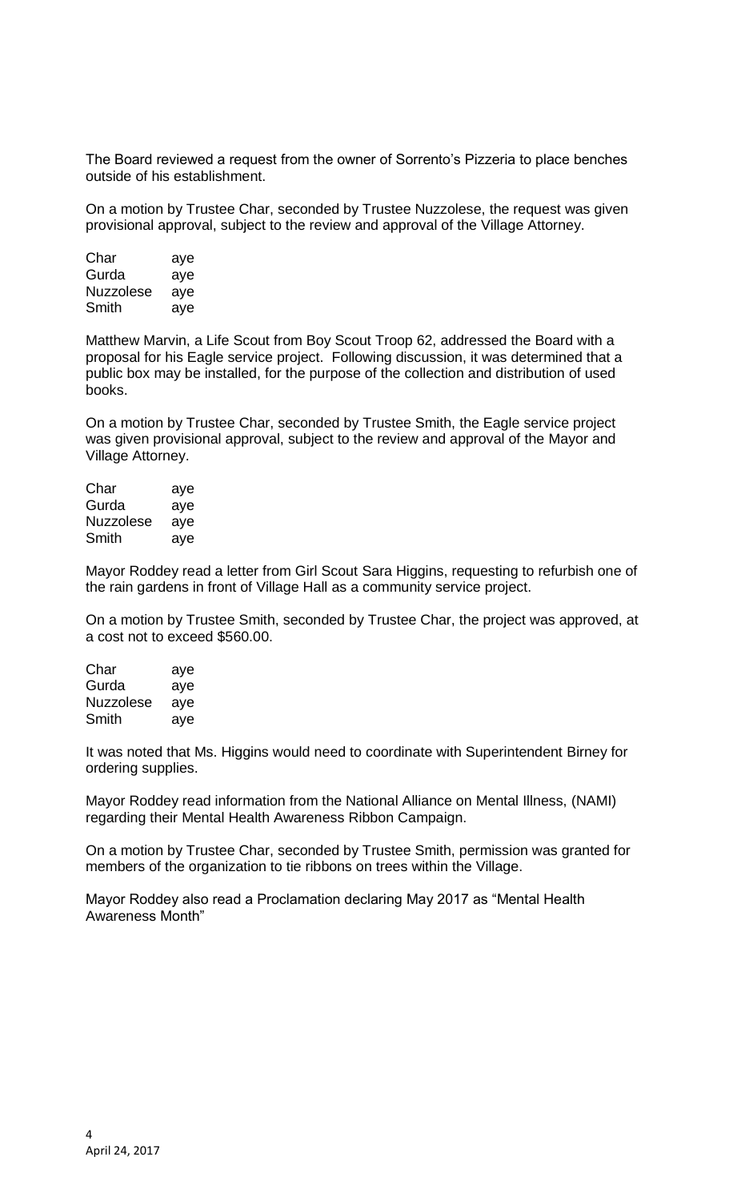The Board reviewed a request from the owner of Sorrento's Pizzeria to place benches outside of his establishment.

On a motion by Trustee Char, seconded by Trustee Nuzzolese, the request was given provisional approval, subject to the review and approval of the Village Attorney.

| | |
|---|---|
| Char | aye |
| Gurda | aye |
| Nuzzolese | aye |
| Smith | aye |

Matthew Marvin, a Life Scout from Boy Scout Troop 62, addressed the Board with a proposal for his Eagle service project. Following discussion, it was determined that a public box may be installed, for the purpose of the collection and distribution of used books.

On a motion by Trustee Char, seconded by Trustee Smith, the Eagle service project was given provisional approval, subject to the review and approval of the Mayor and Village Attorney.

| | |
|---|---|
| Char | aye |
| Gurda | aye |
| Nuzzolese | aye |
| Smith | aye |

Mayor Roddey read a letter from Girl Scout Sara Higgins, requesting to refurbish one of the rain gardens in front of Village Hall as a community service project.

On a motion by Trustee Smith, seconded by Trustee Char, the project was approved, at a cost not to exceed $560.00.

| | |
|---|---|
| Char | aye |
| Gurda | aye |
| Nuzzolese | aye |
| Smith | aye |

It was noted that Ms. Higgins would need to coordinate with Superintendent Birney for ordering supplies.

Mayor Roddey read information from the National Alliance on Mental Illness, (NAMI) regarding their Mental Health Awareness Ribbon Campaign.

On a motion by Trustee Char, seconded by Trustee Smith, permission was granted for members of the organization to tie ribbons on trees within the Village.

Mayor Roddey also read a Proclamation declaring May 2017 as "Mental Health Awareness Month"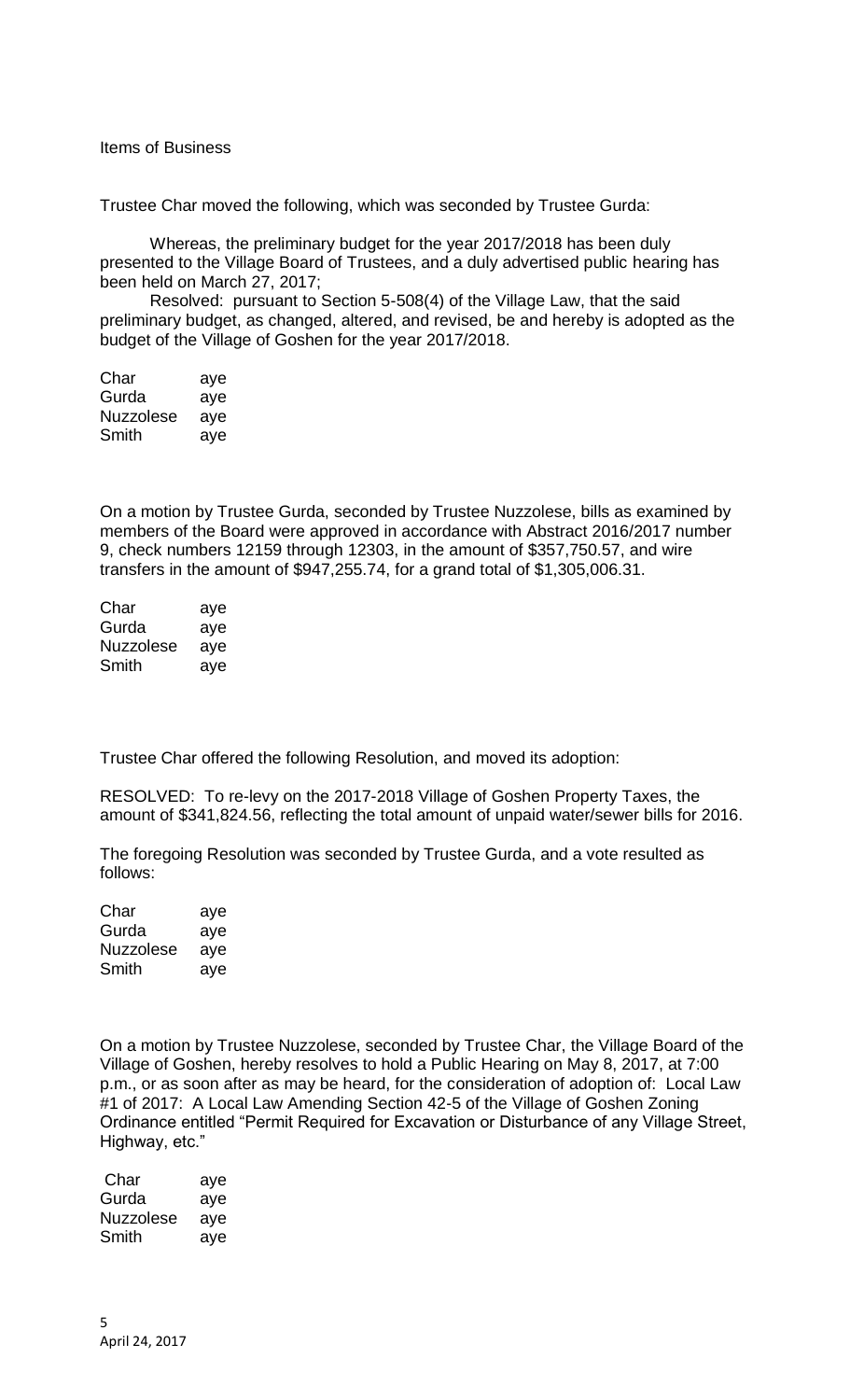Items of Business

Trustee Char moved the following, which was seconded by Trustee Gurda:

Whereas, the preliminary budget for the year 2017/2018 has been duly presented to the Village Board of Trustees, and a duly advertised public hearing has been held on March 27, 2017;

Resolved: pursuant to Section 5-508(4) of the Village Law, that the said preliminary budget, as changed, altered, and revised, be and hereby is adopted as the budget of the Village of Goshen for the year 2017/2018.

| | |
|---|---|
| Char | aye |
| Gurda | aye |
| Nuzzolese | aye |
| Smith | aye |

On a motion by Trustee Gurda, seconded by Trustee Nuzzolese, bills as examined by members of the Board were approved in accordance with Abstract 2016/2017 number 9, check numbers 12159 through 12303, in the amount of $357,750.57, and wire transfers in the amount of $947,255.74, for a grand total of $1,305,006.31.

| | |
|---|---|
| Char | aye |
| Gurda | aye |
| Nuzzolese | aye |
| Smith | aye |

Trustee Char offered the following Resolution, and moved its adoption:

RESOLVED: To re-levy on the 2017-2018 Village of Goshen Property Taxes, the amount of $341,824.56, reflecting the total amount of unpaid water/sewer bills for 2016.

The foregoing Resolution was seconded by Trustee Gurda, and a vote resulted as follows:

| | |
|---|---|
| Char | aye |
| Gurda | aye |
| Nuzzolese | aye |
| Smith | aye |

On a motion by Trustee Nuzzolese, seconded by Trustee Char, the Village Board of the Village of Goshen, hereby resolves to hold a Public Hearing on May 8, 2017, at 7:00 p.m., or as soon after as may be heard, for the consideration of adoption of: Local Law #1 of 2017: A Local Law Amending Section 42-5 of the Village of Goshen Zoning Ordinance entitled "Permit Required for Excavation or Disturbance of any Village Street, Highway, etc."

| | |
|---|---|
| Char | aye |
| Gurda | aye |
| Nuzzolese | aye |
| Smith | aye |

April 24, 2017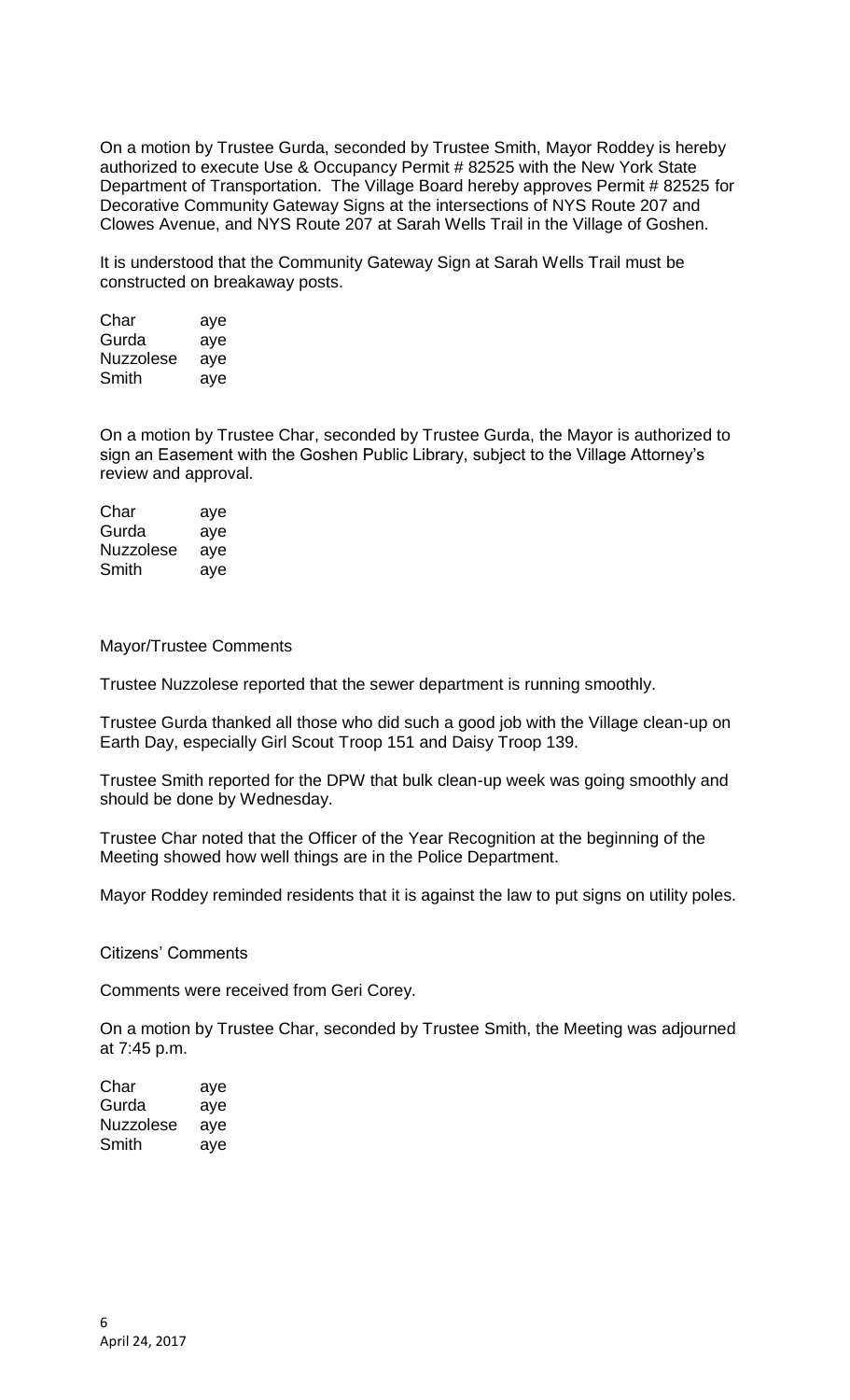On a motion by Trustee Gurda, seconded by Trustee Smith, Mayor Roddey is hereby authorized to execute Use & Occupancy Permit # 82525 with the New York State Department of Transportation. The Village Board hereby approves Permit # 82525 for Decorative Community Gateway Signs at the intersections of NYS Route 207 and Clowes Avenue, and NYS Route 207 at Sarah Wells Trail in the Village of Goshen.

It is understood that the Community Gateway Sign at Sarah Wells Trail must be constructed on breakaway posts.

| | |
|---|---|
| Char | aye |
| Gurda | aye |
| Nuzzolese | aye |
| Smith | aye |

On a motion by Trustee Char, seconded by Trustee Gurda, the Mayor is authorized to sign an Easement with the Goshen Public Library, subject to the Village Attorney's review and approval.

| | |
|---|---|
| Char | aye |
| Gurda | aye |
| Nuzzolese | aye |
| Smith | aye |

Mayor/Trustee Comments

Trustee Nuzzolese reported that the sewer department is running smoothly.

Trustee Gurda thanked all those who did such a good job with the Village clean-up on Earth Day, especially Girl Scout Troop 151 and Daisy Troop 139.

Trustee Smith reported for the DPW that bulk clean-up week was going smoothly and should be done by Wednesday.

Trustee Char noted that the Officer of the Year Recognition at the beginning of the Meeting showed how well things are in the Police Department.

Mayor Roddey reminded residents that it is against the law to put signs on utility poles.

Citizens' Comments

Comments were received from Geri Corey.

On a motion by Trustee Char, seconded by Trustee Smith, the Meeting was adjourned at 7:45 p.m.

| | |
|---|---|
| Char | aye |
| Gurda | aye |
| Nuzzolese | aye |
| Smith | aye |